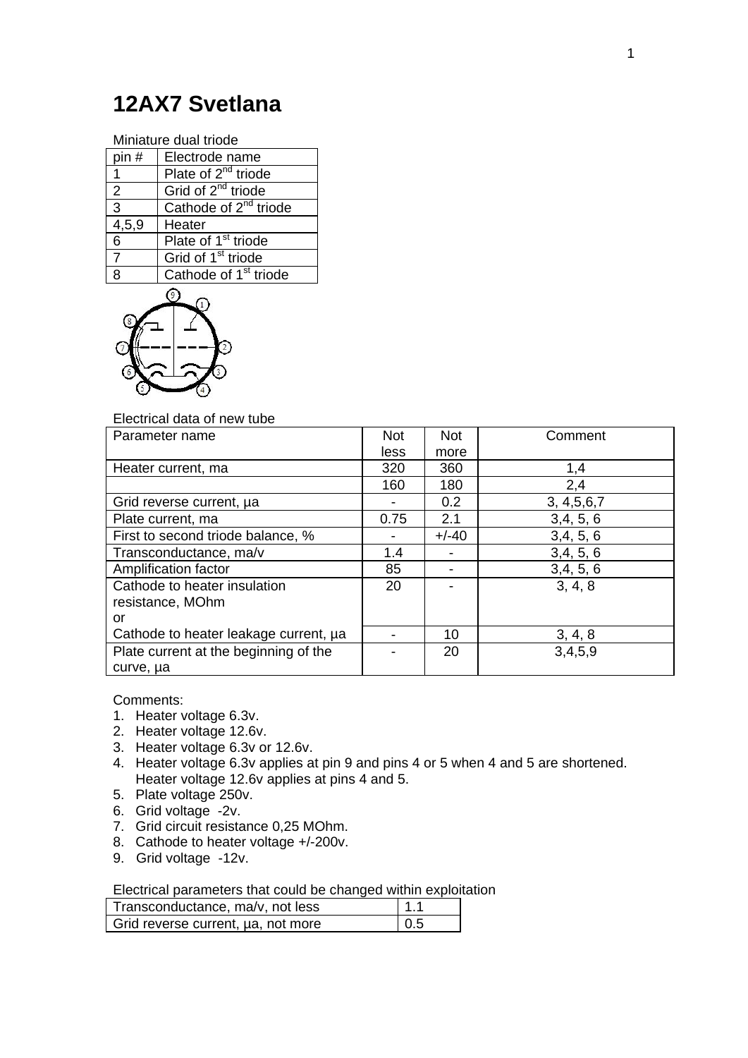# 12AX7 Svetlana

Miniature dual triode

| pin # | Electrode name |
|---|---|
| 1 | Plate of 2[nd] triode |
| 2 | Grid of 2[nd] triode |
| 3 | Cathode of 2[nd] triode |
| 4,5,9 | Heater |
| 6 | Plate of 1[st] triode |
| 7 | Grid of 1[st] triode |
| 8 | Cathode of 1[st] triode |

Electrical data of new tube

| Parameter name | Not less | Not more | Comment |
|---|---|---|---|
| Heater current, ma | 320 | 360 | 1,4 |
| | 160 | 180 | 2,4 |
| Grid reverse current, µa | - | 0.2 | 3, 4,5,6,7 |
| Plate current, ma | 0.75 | 2.1 | 3,4, 5, 6 |
| First to second triode balance, % | - | +/-40 | 3,4, 5, 6 |
| Transconductance, ma/v | 1.4 | - | 3,4, 5, 6 |
| Amplification factor | 85 | - | 3,4, 5, 6 |
| Cathode to heater insulation resistance, MOhm or | 20 | - | 3, 4, 8 |
| Cathode to heater leakage current, µa | - | 10 | 3, 4, 8 |
| Plate current at the beginning of the curve, µa | - | 20 | 3,4,5,9 |

Comments:

1. Heater voltage 6.3v.
2. Heater voltage 12.6v.
3. Heater voltage 6.3v or 12.6v.
4. Heater voltage 6.3v applies at pin 9 and pins 4 or 5 when 4 and 5 are shortened. Heater voltage 12.6v applies at pins 4 and 5.
5. Plate voltage 250v.
6. Grid voltage -2v.
7. Grid circuit resistance 0,25 MOhm.
8. Cathode to heater voltage +/-200v.
9. Grid voltage -12v.

Electrical parameters that could be changed within exploitation

| | |
|---|---|
| Transconductance, ma/v, not less | 1.1 |
| Grid reverse current, µa, not more | 0.5 |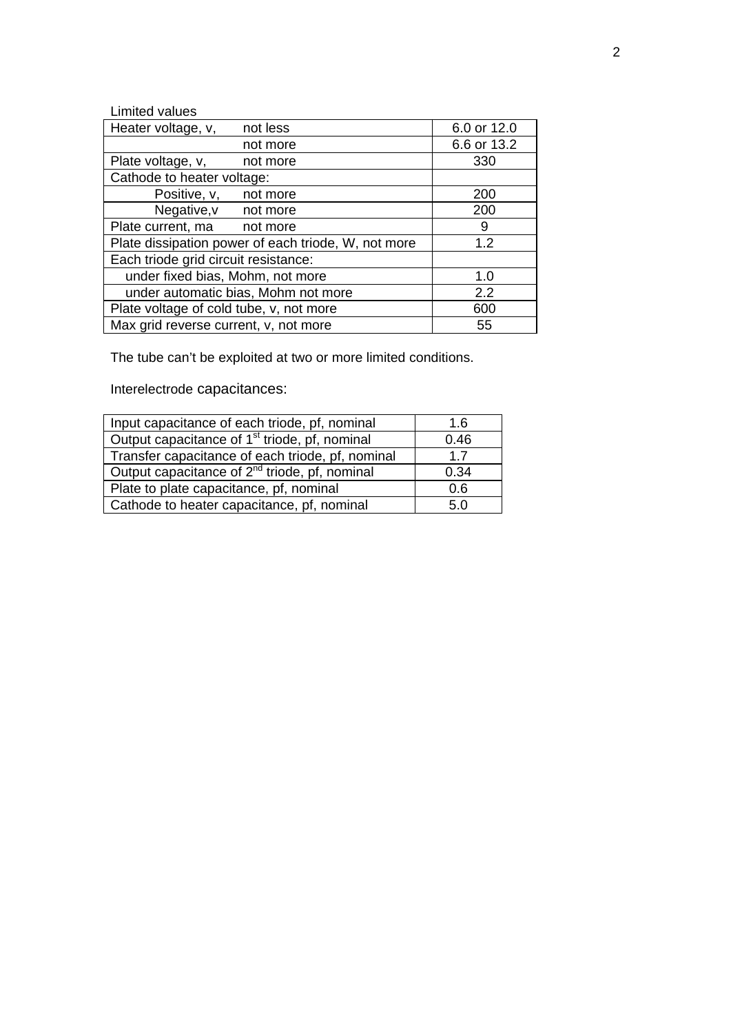Limited values

| | |
|---|---|
| Heater voltage, v, not less | 6.0 or 12.0 |
| not more | 6.6 or 13.2 |
| Plate voltage, v, not more | 330 |
| Cathode to heater voltage: | |
| Positive, v, not more | 200 |
| Negative,v not more | 200 |
| Plate current, ma not more | 9 |
| Plate dissipation power of each triode, W, not more | 1.2 |
| Each triode grid circuit resistance: | |
| under fixed bias, Mohm, not more | 1.0 |
| under automatic bias, Mohm not more | 2.2 |
| Plate voltage of cold tube, v, not more | 600 |
| Max grid reverse current, v, not more | 55 |

The tube can't be exploited at two or more limited conditions.

Interelectrode capacitances:

| | |
|---|---|
| Input capacitance of each triode, pf, nominal | 1.6 |
| Output capacitance of 1st triode, pf, nominal | 0.46 |
| Transfer capacitance of each triode, pf, nominal | 1.7 |
| Output capacitance of 2nd triode, pf, nominal | 0.34 |
| Plate to plate capacitance, pf, nominal | 0.6 |
| Cathode to heater capacitance, pf, nominal | 5.0 |